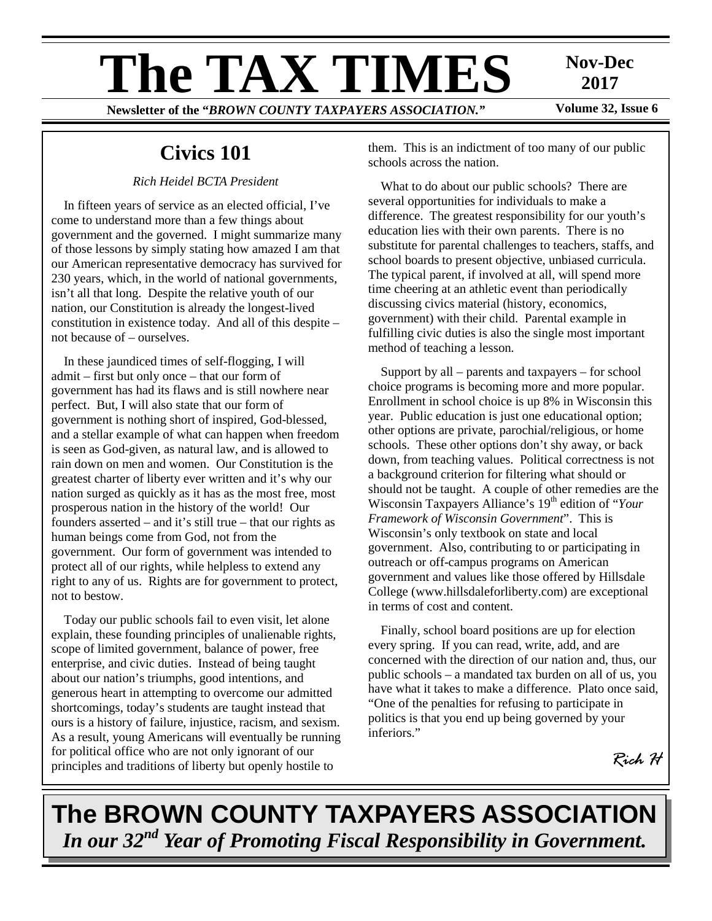# The TAX TIMES

**Nov-Dec 2017**

**Newsletter of the "*BROWN COUNTY TAXPAYERS ASSOCIATION.*"** **Volume 32, Issue 6**

## Civics 101

*Rich Heidel BCTA President*

In fifteen years of service as an elected official, I've come to understand more than a few things about government and the governed. I might summarize many of those lessons by simply stating how amazed I am that our American representative democracy has survived for 230 years, which, in the world of national governments, isn't all that long. Despite the relative youth of our nation, our Constitution is already the longest-lived constitution in existence today. And all of this despite – not because of – ourselves.

In these jaundiced times of self-flogging, I will admit – first but only once – that our form of government has had its flaws and is still nowhere near perfect. But, I will also state that our form of government is nothing short of inspired, God-blessed, and a stellar example of what can happen when freedom is seen as God-given, as natural law, and is allowed to rain down on men and women. Our Constitution is the greatest charter of liberty ever written and it's why our nation surged as quickly as it has as the most free, most prosperous nation in the history of the world! Our founders asserted – and it's still true – that our rights as human beings come from God, not from the government. Our form of government was intended to protect all of our rights, while helpless to extend any right to any of us. Rights are for government to protect, not to bestow.

Today our public schools fail to even visit, let alone explain, these founding principles of unalienable rights, scope of limited government, balance of power, free enterprise, and civic duties. Instead of being taught about our nation's triumphs, good intentions, and generous heart in attempting to overcome our admitted shortcomings, today's students are taught instead that ours is a history of failure, injustice, racism, and sexism. As a result, young Americans will eventually be running for political office who are not only ignorant of our principles and traditions of liberty but openly hostile to them. This is an indictment of too many of our public schools across the nation.

What to do about our public schools? There are several opportunities for individuals to make a difference. The greatest responsibility for our youth's education lies with their own parents. There is no substitute for parental challenges to teachers, staffs, and school boards to present objective, unbiased curricula. The typical parent, if involved at all, will spend more time cheering at an athletic event than periodically discussing civics material (history, economics, government) with their child. Parental example in fulfilling civic duties is also the single most important method of teaching a lesson.

Support by all – parents and taxpayers – for school choice programs is becoming more and more popular. Enrollment in school choice is up 8% in Wisconsin this year. Public education is just one educational option; other options are private, parochial/religious, or home schools. These other options don't shy away, or back down, from teaching values. Political correctness is not a background criterion for filtering what should or should not be taught. A couple of other remedies are the Wisconsin Taxpayers Alliance's 19th edition of "*Your Framework of Wisconsin Government*". This is Wisconsin's only textbook on state and local government. Also, contributing to or participating in outreach or off-campus programs on American government and values like those offered by Hillsdale College (www.hillsdaleforliberty.com) are exceptional in terms of cost and content.

Finally, school board positions are up for election every spring. If you can read, write, add, and are concerned with the direction of our nation and, thus, our public schools – a mandated tax burden on all of us, you have what it takes to make a difference. Plato once said, "One of the penalties for refusing to participate in politics is that you end up being governed by your inferiors."

*Rich H*

**The BROWN COUNTY TAXPAYERS ASSOCIATION**

***In our 32nd Year of Promoting Fiscal Responsibility in Government.***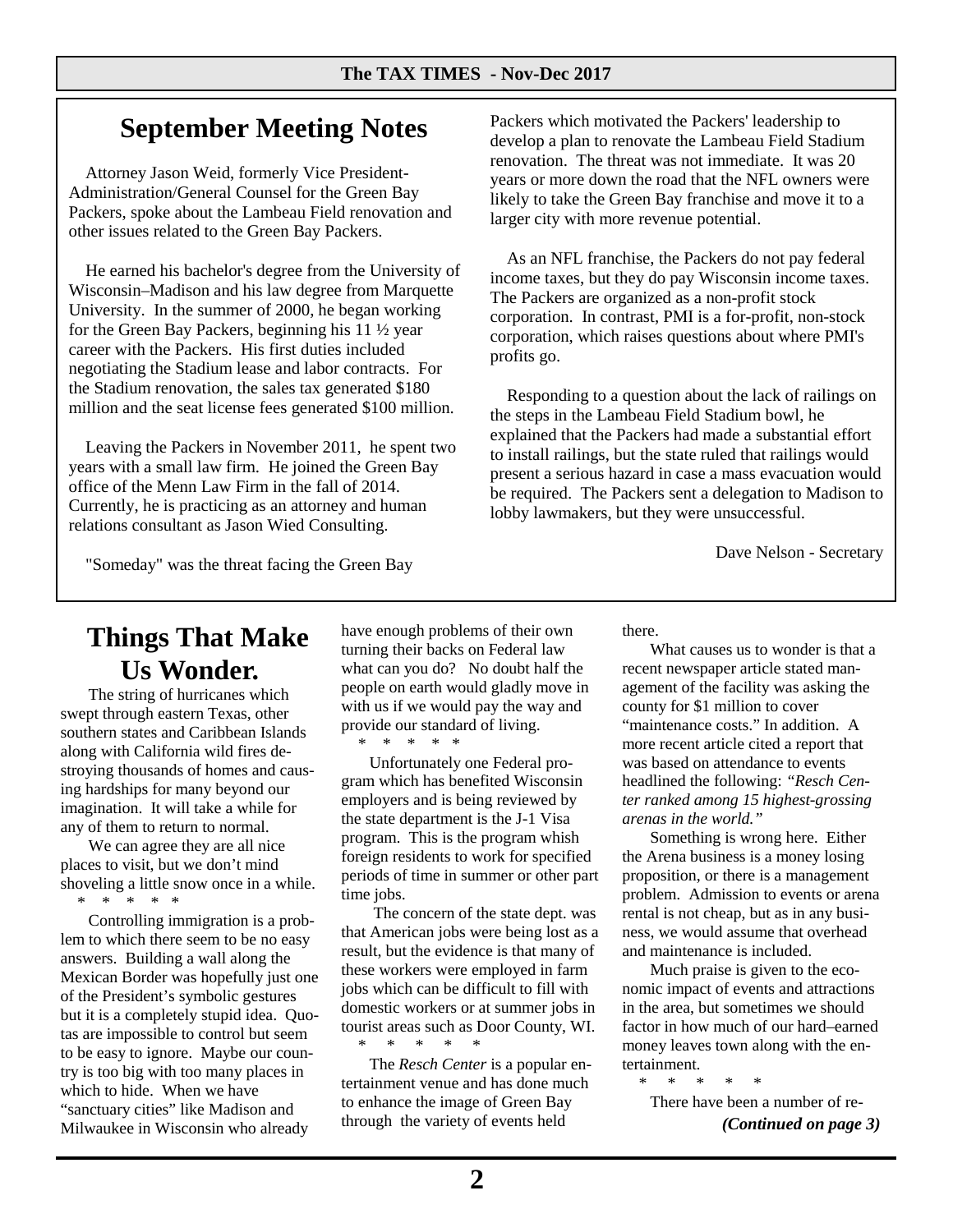## September Meeting Notes

Attorney Jason Weid, formerly Vice President-Administration/General Counsel for the Green Bay Packers, spoke about the Lambeau Field renovation and other issues related to the Green Bay Packers.

He earned his bachelor's degree from the University of Wisconsin–Madison and his law degree from Marquette University. In the summer of 2000, he began working for the Green Bay Packers, beginning his 11 ½ year career with the Packers. His first duties included negotiating the Stadium lease and labor contracts. For the Stadium renovation, the sales tax generated $180 million and the seat license fees generated $100 million.

Leaving the Packers in November 2011, he spent two years with a small law firm. He joined the Green Bay office of the Menn Law Firm in the fall of 2014. Currently, he is practicing as an attorney and human relations consultant as Jason Wied Consulting.

"Someday" was the threat facing the Green Bay Packers which motivated the Packers' leadership to develop a plan to renovate the Lambeau Field Stadium renovation. The threat was not immediate. It was 20 years or more down the road that the NFL owners were likely to take the Green Bay franchise and move it to a larger city with more revenue potential.

As an NFL franchise, the Packers do not pay federal income taxes, but they do pay Wisconsin income taxes. The Packers are organized as a non-profit stock corporation. In contrast, PMI is a for-profit, non-stock corporation, which raises questions about where PMI's profits go.

Responding to a question about the lack of railings on the steps in the Lambeau Field Stadium bowl, he explained that the Packers had made a substantial effort to install railings, but the state ruled that railings would present a serious hazard in case a mass evacuation would be required. The Packers sent a delegation to Madison to lobby lawmakers, but they were unsuccessful.

Dave Nelson - Secretary

## Things That Make Us Wonder.

The string of hurricanes which swept through eastern Texas, other southern states and Caribbean Islands along with California wild fires destroying thousands of homes and causing hardships for many beyond our imagination. It will take a while for any of them to return to normal.

We can agree they are all nice places to visit, but we don't mind shoveling a little snow once in a while.

\* \* \* \* \*

Controlling immigration is a problem to which there seem to be no easy answers. Building a wall along the Mexican Border was hopefully just one of the President's symbolic gestures but it is a completely stupid idea. Quotas are impossible to control but seem to be easy to ignore. Maybe our country is too big with too many places in which to hide. When we have "sanctuary cities" like Madison and Milwaukee in Wisconsin who already have enough problems of their own turning their backs on Federal law what can you do? No doubt half the people on earth would gladly move in with us if we would pay the way and provide our standard of living.

\* \* \* \* \*

Unfortunately one Federal program which has benefited Wisconsin employers and is being reviewed by the state department is the J-1 Visa program. This is the program whish foreign residents to work for specified periods of time in summer or other part time jobs.

The concern of the state dept. was that American jobs were being lost as a result, but the evidence is that many of these workers were employed in farm jobs which can be difficult to fill with domestic workers or at summer jobs in tourist areas such as Door County, WI.

\* \* \* \* \*

The *Resch Center* is a popular entertainment venue and has done much to enhance the image of Green Bay through the variety of events held there.

What causes us to wonder is that a recent newspaper article stated management of the facility was asking the county for $1 million to cover "maintenance costs." In addition. A more recent article cited a report that was based on attendance to events headlined the following: *"Resch Center ranked among 15 highest-grossing arenas in the world."*

Something is wrong here. Either the Arena business is a money losing proposition, or there is a management problem. Admission to events or arena rental is not cheap, but as in any business, we would assume that overhead and maintenance is included.

Much praise is given to the economic impact of events and attractions in the area, but sometimes we should factor in how much of our hard–earned money leaves town along with the entertainment.

\* \* \* \* \*

There have been a number of re-

***(Continued on page 3)***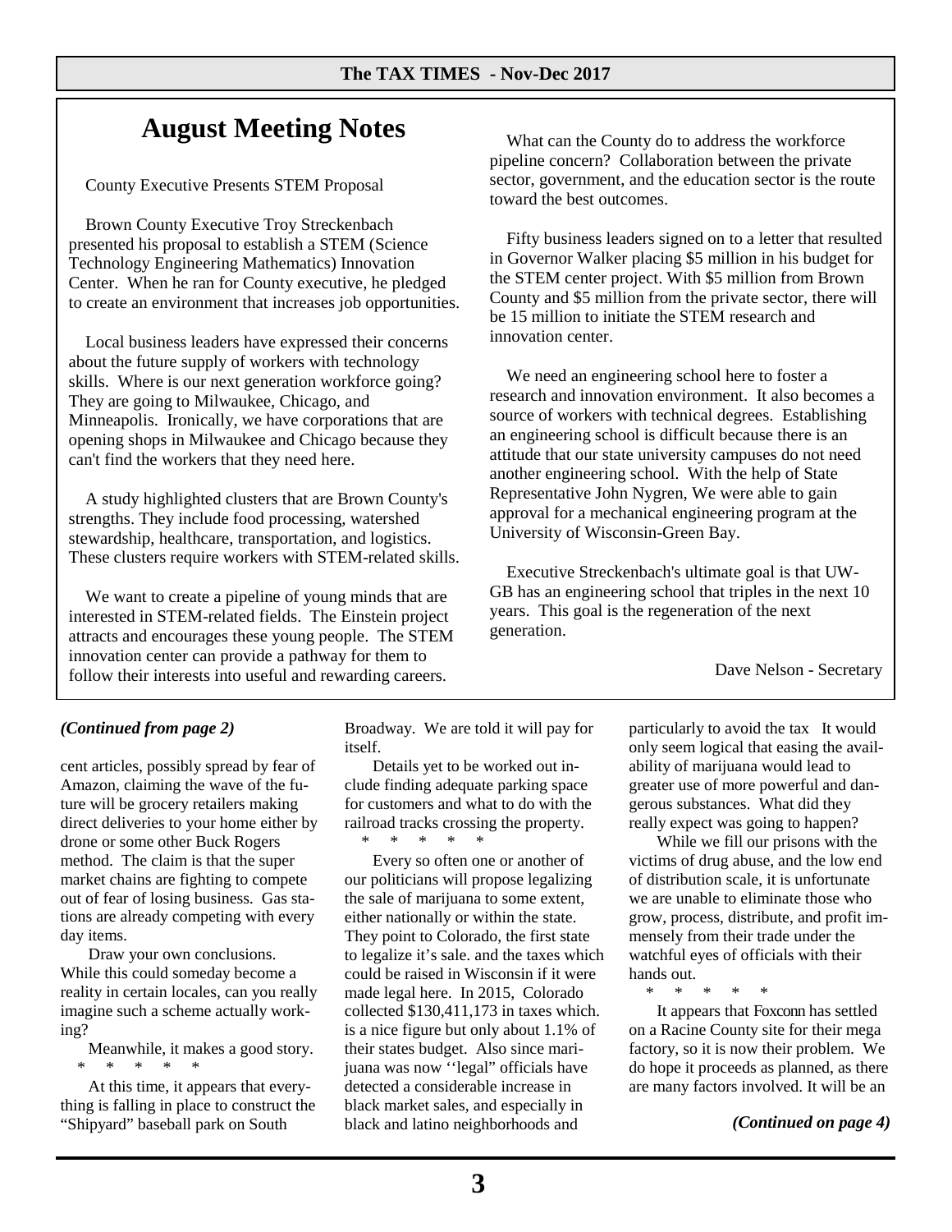## August Meeting Notes

County Executive Presents STEM Proposal

Brown County Executive Troy Streckenbach presented his proposal to establish a STEM (Science Technology Engineering Mathematics) Innovation Center. When he ran for County executive, he pledged to create an environment that increases job opportunities.

Local business leaders have expressed their concerns about the future supply of workers with technology skills. Where is our next generation workforce going? They are going to Milwaukee, Chicago, and Minneapolis. Ironically, we have corporations that are opening shops in Milwaukee and Chicago because they can't find the workers that they need here.

A study highlighted clusters that are Brown County's strengths. They include food processing, watershed stewardship, healthcare, transportation, and logistics. These clusters require workers with STEM-related skills.

We want to create a pipeline of young minds that are interested in STEM-related fields. The Einstein project attracts and encourages these young people. The STEM innovation center can provide a pathway for them to follow their interests into useful and rewarding careers.

What can the County do to address the workforce pipeline concern? Collaboration between the private sector, government, and the education sector is the route toward the best outcomes.

Fifty business leaders signed on to a letter that resulted in Governor Walker placing $5 million in his budget for the STEM center project. With $5 million from Brown County and $5 million from the private sector, there will be 15 million to initiate the STEM research and innovation center.

We need an engineering school here to foster a research and innovation environment. It also becomes a source of workers with technical degrees. Establishing an engineering school is difficult because there is an attitude that our state university campuses do not need another engineering school. With the help of State Representative John Nygren, We were able to gain approval for a mechanical engineering program at the University of Wisconsin-Green Bay.

Executive Streckenbach's ultimate goal is that UW-GB has an engineering school that triples in the next 10 years. This goal is the regeneration of the next generation.

Dave Nelson - Secretary

---

*(Continued from page 2)*

cent articles, possibly spread by fear of Amazon, claiming the wave of the future will be grocery retailers making direct deliveries to your home either by drone or some other Buck Rogers method. The claim is that the super market chains are fighting to compete out of fear of losing business. Gas stations are already competing with every day items.

Draw your own conclusions. While this could someday become a reality in certain locales, can you really imagine such a scheme actually working?

Meanwhile, it makes a good story.

\* \* \* \* \*

At this time, it appears that everything is falling in place to construct the "Shipyard" baseball park on South Broadway. We are told it will pay for itself.

Details yet to be worked out include finding adequate parking space for customers and what to do with the railroad tracks crossing the property.

\* \* \* \* \*

Every so often one or another of our politicians will propose legalizing the sale of marijuana to some extent, either nationally or within the state. They point to Colorado, the first state to legalize it's sale. and the taxes which could be raised in Wisconsin if it were made legal here. In 2015, Colorado collected $130,411,173 in taxes which. is a nice figure but only about 1.1% of their states budget. Also since marijuana was now ''legal" officials have detected a considerable increase in black market sales, and especially in black and latino neighborhoods and particularly to avoid the tax It would only seem logical that easing the availability of marijuana would lead to greater use of more powerful and dangerous substances. What did they really expect was going to happen?

While we fill our prisons with the victims of drug abuse, and the low end of distribution scale, it is unfortunate we are unable to eliminate those who grow, process, distribute, and profit immensely from their trade under the watchful eyes of officials with their hands out.

\* \* \* \* \*

It appears that Foxconn has settled on a Racine County site for their mega factory, so it is now their problem. We do hope it proceeds as planned, as there are many factors involved. It will be an

*(Continued on page 4)*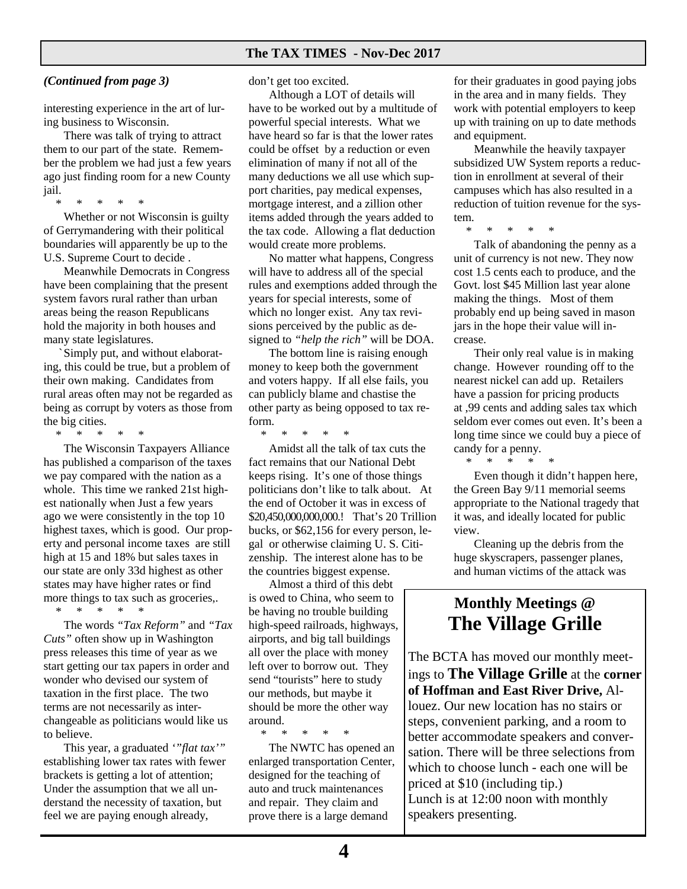*(Continued from page 3)*

interesting experience in the art of luring business to Wisconsin.

There was talk of trying to attract them to our part of the state. Remember the problem we had just a few years ago just finding room for a new County jail.

\* \* \* \* \*

Whether or not Wisconsin is guilty of Gerrymandering with their political boundaries will apparently be up to the U.S. Supreme Court to decide .

Meanwhile Democrats in Congress have been complaining that the present system favors rural rather than urban areas being the reason Republicans hold the majority in both houses and many state legislatures.

`Simply put, and without elaborating, this could be true, but a problem of their own making. Candidates from rural areas often may not be regarded as being as corrupt by voters as those from the big cities.

\* \* \* \* \*

The Wisconsin Taxpayers Alliance has published a comparison of the taxes we pay compared with the nation as a whole. This time we ranked 21st highest nationally when Just a few years ago we were consistently in the top 10 highest taxes, which is good. Our property and personal income taxes are still high at 15 and 18% but sales taxes in our state are only 33d highest as other states may have higher rates or find more things to tax such as groceries,.

\* \* \* \* \*

The words *"Tax Reform"* and *"Tax Cuts"* often show up in Washington press releases this time of year as we start getting our tax papers in order and wonder who devised our system of taxation in the first place. The two terms are not necessarily as interchangeable as politicians would like us to believe.

This year, a graduated *'"flat tax'"* establishing lower tax rates with fewer brackets is getting a lot of attention; Under the assumption that we all understand the necessity of taxation, but feel we are paying enough already, don't get too excited.

Although a LOT of details will have to be worked out by a multitude of powerful special interests. What we have heard so far is that the lower rates could be offset by a reduction or even elimination of many if not all of the many deductions we all use which support charities, pay medical expenses, mortgage interest, and a zillion other items added through the years added to the tax code. Allowing a flat deduction would create more problems.

No matter what happens, Congress will have to address all of the special rules and exemptions added through the years for special interests, some of which no longer exist. Any tax revisions perceived by the public as designed to *"help the rich"* will be DOA.

The bottom line is raising enough money to keep both the government and voters happy. If all else fails, you can publicly blame and chastise the other party as being opposed to tax reform.

\* \* \* \* \*

Amidst all the talk of tax cuts the fact remains that our National Debt keeps rising. It's one of those things politicians don't like to talk about. At the end of October it was in excess of $20,450,000,000,000.! That's 20 Trillion bucks, or $62,156 for every person, legal or otherwise claiming U. S. Citizenship. The interest alone has to be the countries biggest expense.

Almost a third of this debt is owed to China, who seem to be having no trouble building high-speed railroads, highways, airports, and big tall buildings all over the place with money left over to borrow out. They send "tourists" here to study our methods, but maybe it should be more the other way around.

\* \* \* \* \*

The NWTC has opened an enlarged transportation Center, designed for the teaching of auto and truck maintenances and repair. They claim and prove there is a large demand for their graduates in good paying jobs in the area and in many fields. They work with potential employers to keep up with training on up to date methods and equipment.

Meanwhile the heavily taxpayer subsidized UW System reports a reduction in enrollment at several of their campuses which has also resulted in a reduction of tuition revenue for the system.

\* \* \* \* \*

Talk of abandoning the penny as a unit of currency is not new. They now cost 1.5 cents each to produce, and the Govt. lost $45 Million last year alone making the things. Most of them probably end up being saved in mason jars in the hope their value will increase.

Their only real value is in making change. However rounding off to the nearest nickel can add up. Retailers have a passion for pricing products at ,99 cents and adding sales tax which seldom ever comes out even. It's been a long time since we could buy a piece of candy for a penny.

\* \* \* \* \*

Even though it didn't happen here, the Green Bay 9/11 memorial seems appropriate to the National tragedy that it was, and ideally located for public view.

Cleaning up the debris from the huge skyscrapers, passenger planes, and human victims of the attack was

## Monthly Meetings @
## The Village Grille

The BCTA has moved our monthly meetings to **The Village Grille** at the **corner of Hoffman and East River Drive,** Allouez. Our new location has no stairs or steps, convenient parking, and a room to better accommodate speakers and conversation. There will be three selections from which to choose lunch - each one will be priced at $10 (including tip.)
Lunch is at 12:00 noon with monthly speakers presenting.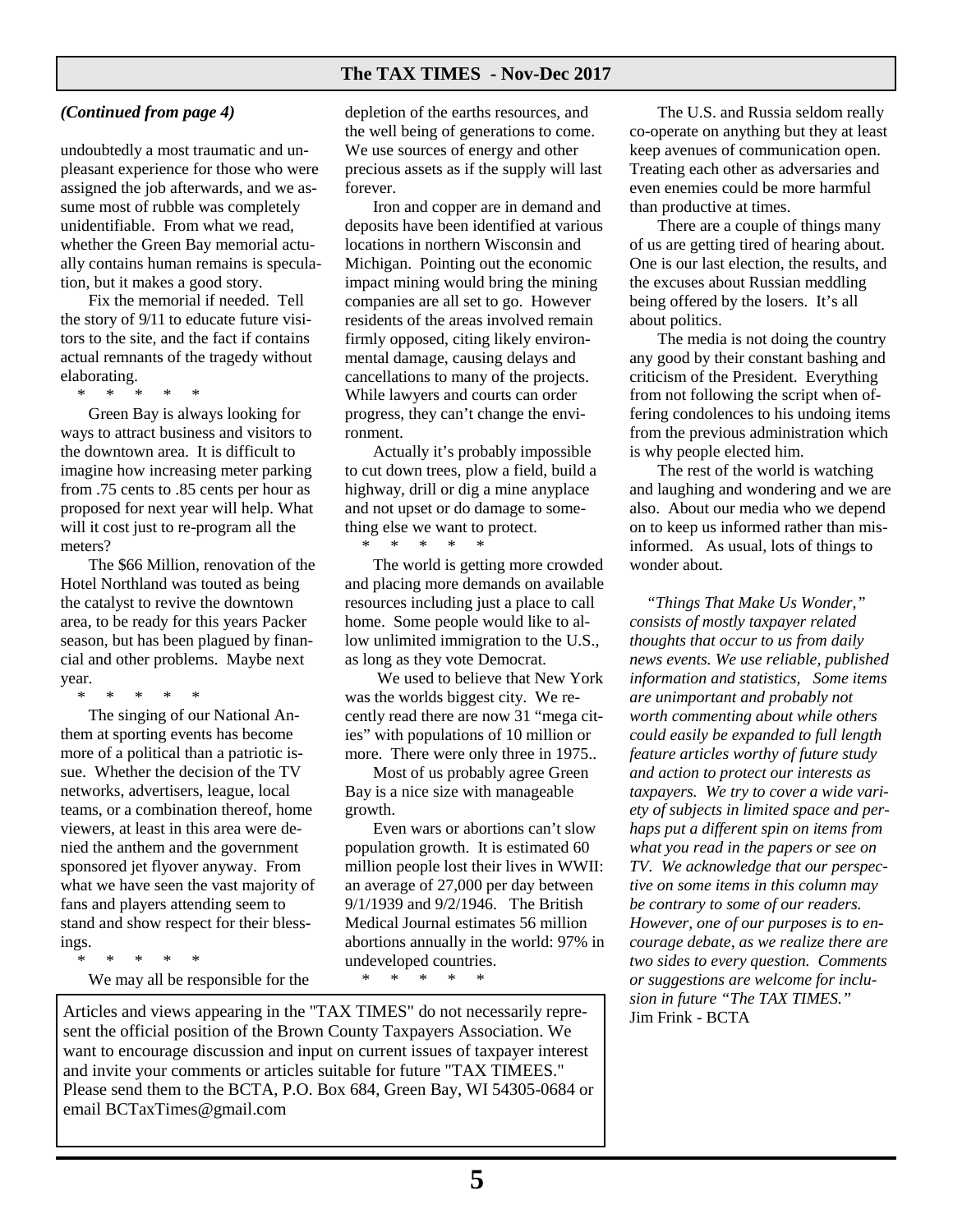*(Continued from page 4)*

undoubtedly a most traumatic and unpleasant experience for those who were assigned the job afterwards, and we assume most of rubble was completely unidentifiable. From what we read, whether the Green Bay memorial actually contains human remains is speculation, but it makes a good story.

Fix the memorial if needed. Tell the story of 9/11 to educate future visitors to the site, and the fact if contains actual remnants of the tragedy without elaborating.

\* \* \* \* \*

Green Bay is always looking for ways to attract business and visitors to the downtown area. It is difficult to imagine how increasing meter parking from .75 cents to .85 cents per hour as proposed for next year will help. What will it cost just to re-program all the meters?

The $66 Million, renovation of the Hotel Northland was touted as being the catalyst to revive the downtown area, to be ready for this years Packer season, but has been plagued by financial and other problems. Maybe next year.

\* \* \* \* \*

The singing of our National Anthem at sporting events has become more of a political than a patriotic issue. Whether the decision of the TV networks, advertisers, league, local teams, or a combination thereof, home viewers, at least in this area were denied the anthem and the government sponsored jet flyover anyway. From what we have seen the vast majority of fans and players attending seem to stand and show respect for their blessings.

\* \* \* \* \*

We may all be responsible for the depletion of the earths resources, and the well being of generations to come. We use sources of energy and other precious assets as if the supply will last forever.

Iron and copper are in demand and deposits have been identified at various locations in northern Wisconsin and Michigan. Pointing out the economic impact mining would bring the mining companies are all set to go. However residents of the areas involved remain firmly opposed, citing likely environmental damage, causing delays and cancellations to many of the projects. While lawyers and courts can order progress, they can't change the environment.

Actually it's probably impossible to cut down trees, plow a field, build a highway, drill or dig a mine anyplace and not upset or do damage to something else we want to protect.

\* \* \* \* \*

The world is getting more crowded and placing more demands on available resources including just a place to call home. Some people would like to allow unlimited immigration to the U.S., as long as they vote Democrat.

We used to believe that New York was the worlds biggest city. We recently read there are now 31 "mega cities" with populations of 10 million or more. There were only three in 1975..

Most of us probably agree Green Bay is a nice size with manageable growth.

Even wars or abortions can't slow population growth. It is estimated 60 million people lost their lives in WWII: an average of 27,000 per day between 9/1/1939 and 9/2/1946. The British Medical Journal estimates 56 million abortions annually in the world: 97% in undeveloped countries.

\* \* \* \* \*

The U.S. and Russia seldom really co-operate on anything but they at least keep avenues of communication open. Treating each other as adversaries and even enemies could be more harmful than productive at times.

There are a couple of things many of us are getting tired of hearing about. One is our last election, the results, and the excuses about Russian meddling being offered by the losers. It's all about politics.

The media is not doing the country any good by their constant bashing and criticism of the President. Everything from not following the script when offering condolences to his undoing items from the previous administration which is why people elected him.

The rest of the world is watching and laughing and wondering and we are also. About our media who we depend on to keep us informed rather than misinformed. As usual, lots of things to wonder about.

*"Things That Make Us Wonder," consists of mostly taxpayer related thoughts that occur to us from daily news events. We use reliable, published information and statistics, Some items are unimportant and probably not worth commenting about while others could easily be expanded to full length feature articles worthy of future study and action to protect our interests as taxpayers. We try to cover a wide variety of subjects in limited space and perhaps put a different spin on items from what you read in the papers or see on TV. We acknowledge that our perspective on some items in this column may be contrary to some of our readers. However, one of our purposes is to encourage debate, as we realize there are two sides to every question. Comments or suggestions are welcome for inclusion in future "The TAX TIMES."*
Jim Frink - BCTA

Articles and views appearing in the "TAX TIMES" do not necessarily represent the official position of the Brown County Taxpayers Association. We want to encourage discussion and input on current issues of taxpayer interest and invite your comments or articles suitable for future "TAX TIMEES." Please send them to the BCTA, P.O. Box 684, Green Bay, WI 54305-0684 or email BCTaxTimes@gmail.com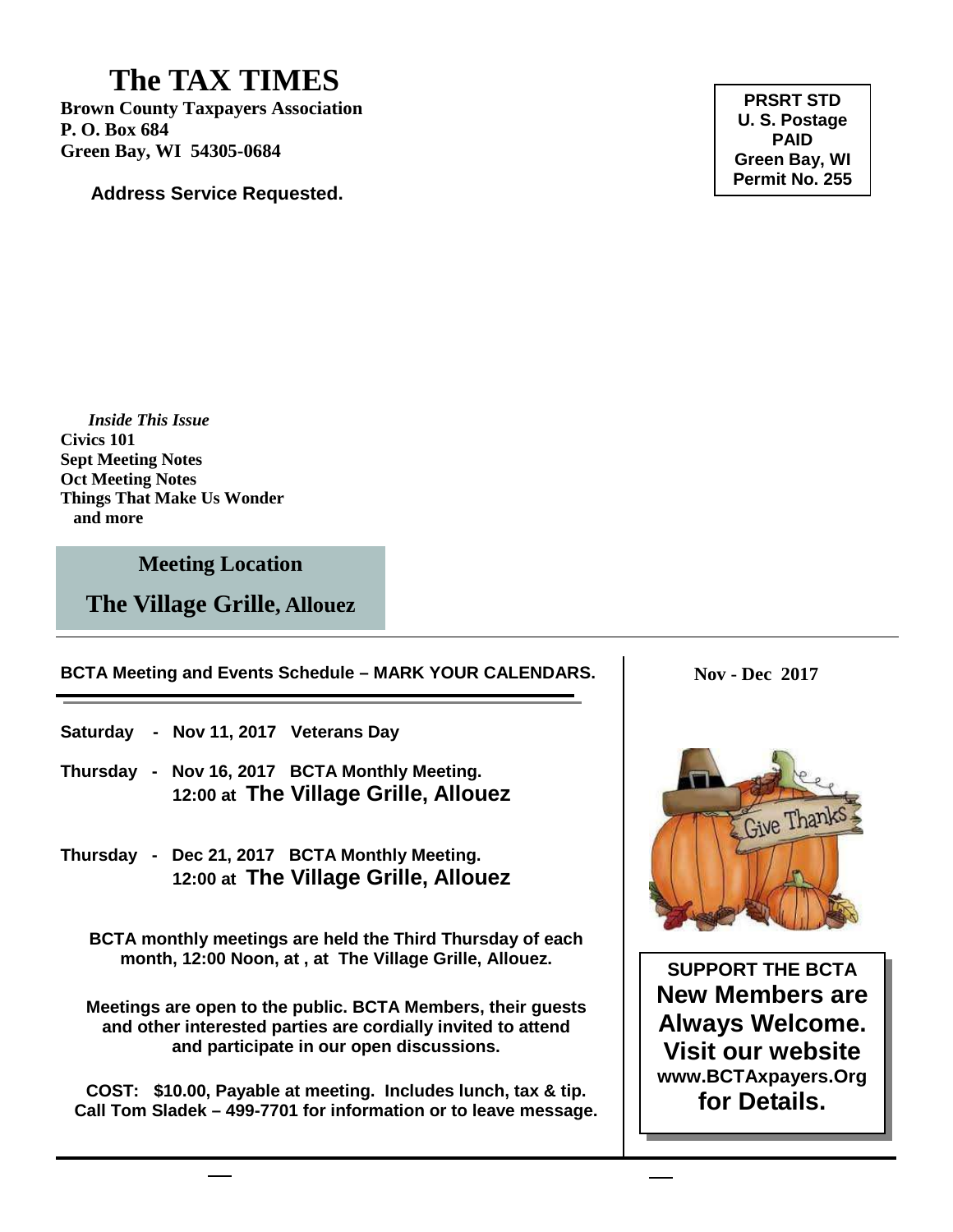# The TAX TIMES

**Brown County Taxpayers Association**
**P. O. Box 684**
**Green Bay, WI 54305-0684**

**Address Service Requested.**

**PRSRT STD**
**U. S. Postage**
**PAID**
**Green Bay, WI**
**Permit No. 255**

*Inside This Issue*
**Civics 101**
**Sept Meeting Notes**
**Oct Meeting Notes**
**Things That Make Us Wonder**
**and more**

**Meeting Location**

**The Village Grille, Allouez**

**BCTA Meeting and Events Schedule – MARK YOUR CALENDARS.**

**Saturday - Nov 11, 2017 Veterans Day**

**Thursday - Nov 16, 2017 BCTA Monthly Meeting.**
**12:00 at The Village Grille, Allouez**

**Thursday - Dec 21, 2017 BCTA Monthly Meeting.**
**12:00 at The Village Grille, Allouez**

**BCTA monthly meetings are held the Third Thursday of each month, 12:00 Noon, at , at The Village Grille, Allouez.**

**Meetings are open to the public. BCTA Members, their guests and other interested parties are cordially invited to attend and participate in our open discussions.**

**COST: $10.00, Payable at meeting. Includes lunch, tax & tip.**
**Call Tom Sladek – 499-7701 for information or to leave message.**

**Nov - Dec 2017**

**SUPPORT THE BCTA**
**New Members are Always Welcome.**
**Visit our website**
**www.BCTAxpayers.Org**
**for Details.**